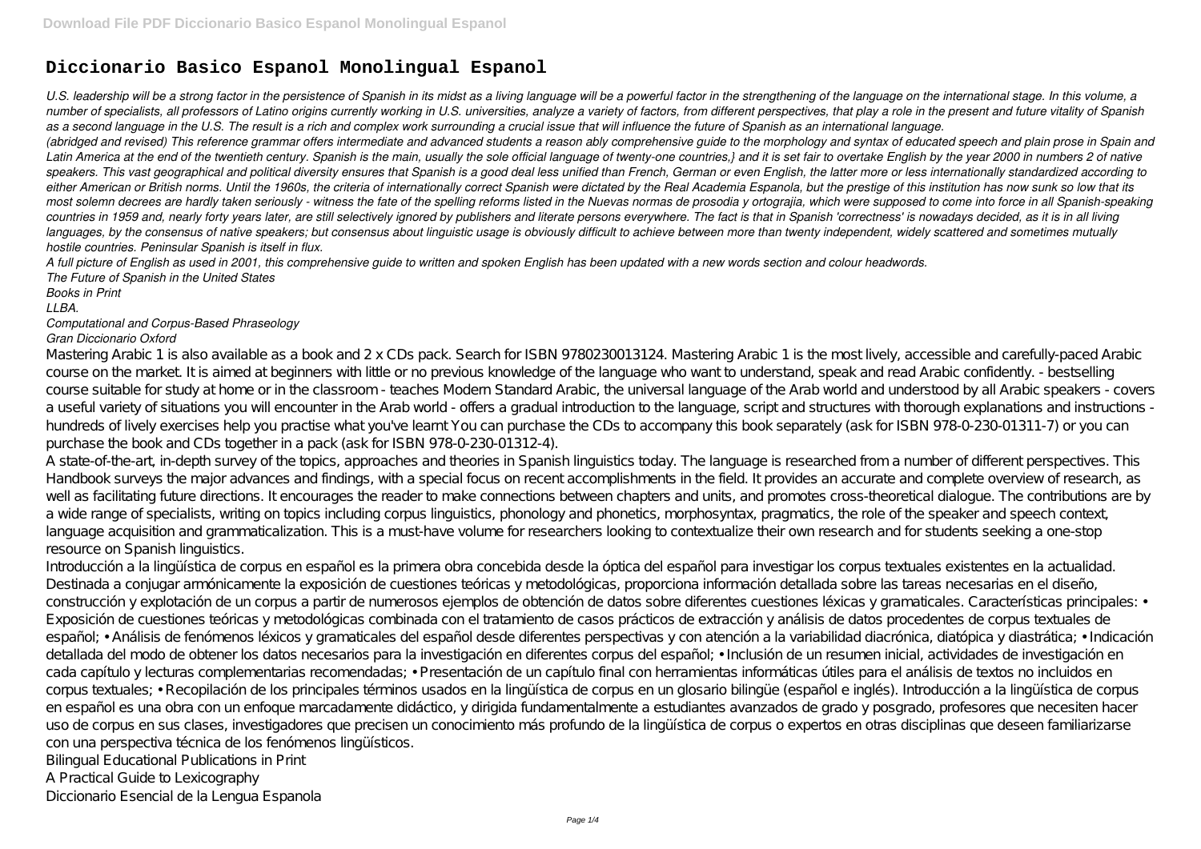# Diccionario Basico Espanol Monolingual Espanol

*U.S. leadership will be a strong factor in the persistence of Spanish in its midst as a living language will be a powerful factor in the strengthening of the language on the international stage. In this volume, a number of specialists, all professors of Latino origins currently working in U.S. universities, analyze a variety of factors, from different perspectives, that play a role in the present and future vitality of Spanish as a second language in the U.S. The result is a rich and complex work surrounding a crucial issue that will influence the future of Spanish as an international language.*

*(abridged and revised) This reference grammar offers intermediate and advanced students a reason ably comprehensive guide to the morphology and syntax of educated speech and plain prose in Spain and Latin America at the end of the twentieth century. Spanish is the main, usually the sole official language of twenty-one countries,} and it is set fair to overtake English by the year 2000 in numbers 2 of native speakers. This vast geographical and political diversity ensures that Spanish is a good deal less unified than French, German or even English, the latter more or less internationally standardized according to either American or British norms. Until the 1960s, the criteria of internationally correct Spanish were dictated by the Real Academia Espanola, but the prestige of this institution has now sunk so low that its most solemn decrees are hardly taken seriously - witness the fate of the spelling reforms listed in the Nuevas normas de prosodia y ortograjia, which were supposed to come into force in all Spanish-speaking countries in 1959 and, nearly forty years later, are still selectively ignored by publishers and literate persons everywhere. The fact is that in Spanish 'correctness' is nowadays decided, as it is in all living languages, by the consensus of native speakers; but consensus about linguistic usage is obviously difficult to achieve between more than twenty independent, widely scattered and sometimes mutually hostile countries. Peninsular Spanish is itself in flux.*

*A full picture of English as used in 2001, this comprehensive guide to written and spoken English has been updated with a new words section and colour headwords.*

*The Future of Spanish in the United States*

*Books in Print*

*LLBA.*

*Computational and Corpus-Based Phraseology*

*Gran Diccionario Oxford*

Mastering Arabic 1 is also available as a book and 2 x CDs pack. Search for ISBN 9780230013124. Mastering Arabic 1 is the most lively, accessible and carefully-paced Arabic course on the market. It is aimed at beginners with little or no previous knowledge of the language who want to understand, speak and read Arabic confidently. - bestselling course suitable for study at home or in the classroom - teaches Modern Standard Arabic, the universal language of the Arab world and understood by all Arabic speakers - covers a useful variety of situations you will encounter in the Arab world - offers a gradual introduction to the language, script and structures with thorough explanations and instructions - hundreds of lively exercises help you practise what you've learnt You can purchase the CDs to accompany this book separately (ask for ISBN 978-0-230-01311-7) or you can purchase the book and CDs together in a pack (ask for ISBN 978-0-230-01312-4).

A state-of-the-art, in-depth survey of the topics, approaches and theories in Spanish linguistics today. The language is researched from a number of different perspectives. This Handbook surveys the major advances and findings, with a special focus on recent accomplishments in the field. It provides an accurate and complete overview of research, as well as facilitating future directions. It encourages the reader to make connections between chapters and units, and promotes cross-theoretical dialogue. The contributions are by a wide range of specialists, writing on topics including corpus linguistics, phonology and phonetics, morphosyntax, pragmatics, the role of the speaker and speech context, language acquisition and grammaticalization. This is a must-have volume for researchers looking to contextualize their own research and for students seeking a one-stop resource on Spanish linguistics.

Introducción a la lingüística de corpus en español es la primera obra concebida desde la óptica del español para investigar los corpus textuales existentes en la actualidad. Destinada a conjugar armónicamente la exposición de cuestiones teóricas y metodológicas, proporciona información detallada sobre las tareas necesarias en el diseño, construcción y explotación de un corpus a partir de numerosos ejemplos de obtención de datos sobre diferentes cuestiones léxicas y gramaticales. Características principales: • Exposición de cuestiones teóricas y metodológicas combinada con el tratamiento de casos prácticos de extracción y análisis de datos procedentes de corpus textuales de español; • Análisis de fenómenos léxicos y gramaticales del español desde diferentes perspectivas y con atención a la variabilidad diacrónica, diatópica y diastrática; • Indicación detallada del modo de obtener los datos necesarios para la investigación en diferentes corpus del español; • Inclusión de un resumen inicial, actividades de investigación en cada capítulo y lecturas complementarias recomendadas; • Presentación de un capítulo final con herramientas informáticas útiles para el análisis de textos no incluidos en corpus textuales; • Recopilación de los principales términos usados en la lingüística de corpus en un glosario bilingüe (español e inglés). Introducción a la lingüística de corpus en español es una obra con un enfoque marcadamente didáctico, y dirigida fundamentalmente a estudiantes avanzados de grado y posgrado, profesores que necesiten hacer uso de corpus en sus clases, investigadores que precisen un conocimiento más profundo de la lingüística de corpus o expertos en otras disciplinas que deseen familiarizarse con una perspectiva técnica de los fenómenos lingüísticos.

Bilingual Educational Publications in Print

A Practical Guide to Lexicography

Diccionario Esencial de la Lengua Espanola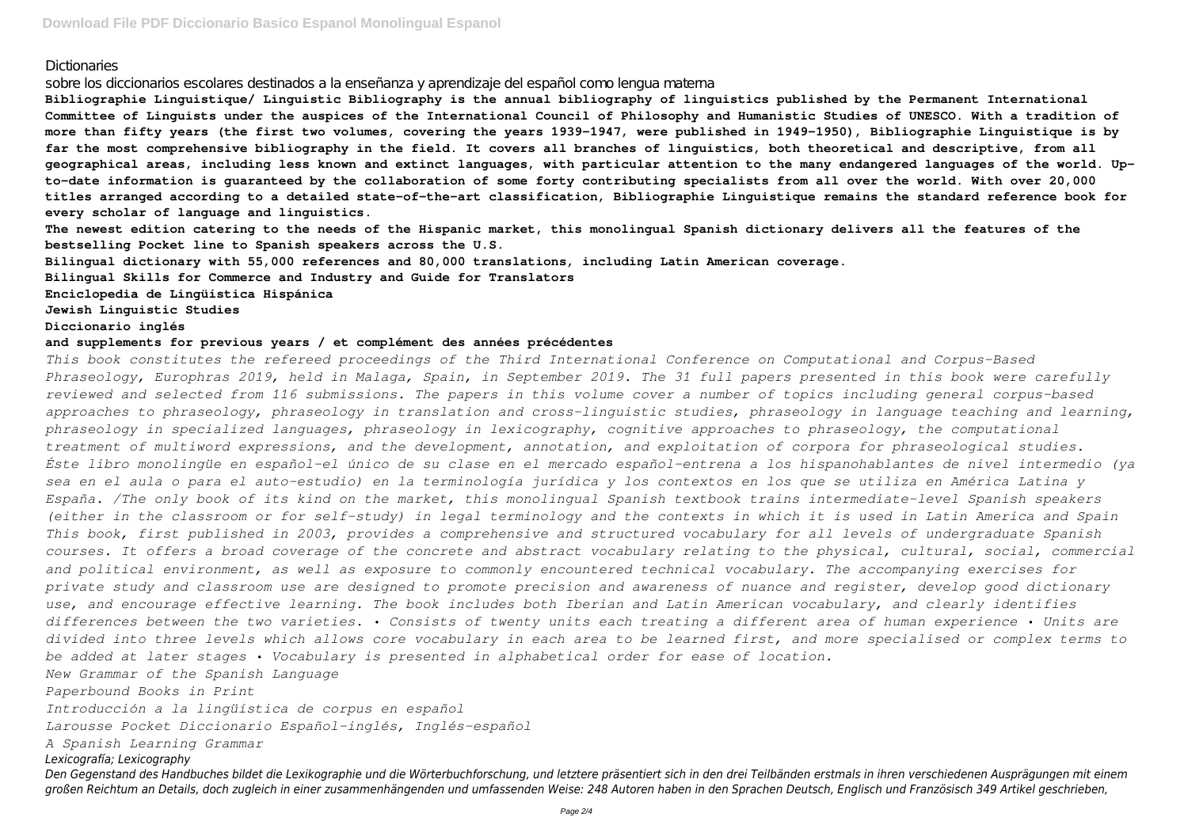Dictionaries

sobre los diccionarios escolares destinados a la enseñanza y aprendizaje del español como lengua materna

**Bibliographie Linguistique/ Linguistic Bibliography is the annual bibliography of linguistics published by the Permanent International Committee of Linguists under the auspices of the International Council of Philosophy and Humanistic Studies of UNESCO. With a tradition of more than fifty years (the first two volumes, covering the years 1939-1947, were published in 1949-1950), Bibliographie Linguistique is by far the most comprehensive bibliography in the field. It covers all branches of linguistics, both theoretical and descriptive, from all geographical areas, including less known and extinct languages, with particular attention to the many endangered languages of the world. Up-to-date information is guaranteed by the collaboration of some forty contributing specialists from all over the world. With over 20,000 titles arranged according to a detailed state-of-the-art classification, Bibliographie Linguistique remains the standard reference book for every scholar of language and linguistics.**

**The newest edition catering to the needs of the Hispanic market, this monolingual Spanish dictionary delivers all the features of the bestselling Pocket line to Spanish speakers across the U.S.**

**Bilingual dictionary with 55,000 references and 80,000 translations, including Latin American coverage.**

**Bilingual Skills for Commerce and Industry and Guide for Translators**

**Enciclopedia de Lingüística Hispánica**

**Jewish Linguistic Studies**

**Diccionario inglés**

**and supplements for previous years / et complément des années précédentes**

*This book constitutes the refereed proceedings of the Third International Conference on Computational and Corpus-Based Phraseology, Europhras 2019, held in Malaga, Spain, in September 2019. The 31 full papers presented in this book were carefully reviewed and selected from 116 submissions. The papers in this volume cover a number of topics including general corpus-based approaches to phraseology, phraseology in translation and cross-linguistic studies, phraseology in language teaching and learning, phraseology in specialized languages, phraseology in lexicography, cognitive approaches to phraseology, the computational treatment of multiword expressions, and the development, annotation, and exploitation of corpora for phraseological studies.*

*Éste libro monolingüe en español-el único de su clase en el mercado español-entrena a los hispanohablantes de nivel intermedio (ya sea en el aula o para el auto-estudio) en la terminología jurídica y los contextos en los que se utiliza en América Latina y España. /The only book of its kind on the market, this monolingual Spanish textbook trains intermediate-level Spanish speakers (either in the classroom or for self-study) in legal terminology and the contexts in which it is used in Latin America and Spain*

*This book, first published in 2003, provides a comprehensive and structured vocabulary for all levels of undergraduate Spanish courses. It offers a broad coverage of the concrete and abstract vocabulary relating to the physical, cultural, social, commercial and political environment, as well as exposure to commonly encountered technical vocabulary. The accompanying exercises for private study and classroom use are designed to promote precision and awareness of nuance and register, develop good dictionary use, and encourage effective learning. The book includes both Iberian and Latin American vocabulary, and clearly identifies differences between the two varieties. • Consists of twenty units each treating a different area of human experience • Units are divided into three levels which allows core vocabulary in each area to be learned first, and more specialised or complex terms to be added at later stages • Vocabulary is presented in alphabetical order for ease of location.*

*New Grammar of the Spanish Language*

*Paperbound Books in Print*

*Introducción a la lingüística de corpus en español*

*Larousse Pocket Diccionario Español-inglés, Inglés-español*

*A Spanish Learning Grammar*

*Lexicografía; Lexicography*

*Den Gegenstand des Handbuches bildet die Lexikographie und die Wörterbuchforschung, und letztere präsentiert sich in den drei Teilbänden erstmals in ihren verschiedenen Ausprägungen mit einem großen Reichtum an Details, doch zugleich in einer zusammenhängenden und umfassenden Weise: 248 Autoren haben in den Sprachen Deutsch, Englisch und Französisch 349 Artikel geschrieben,*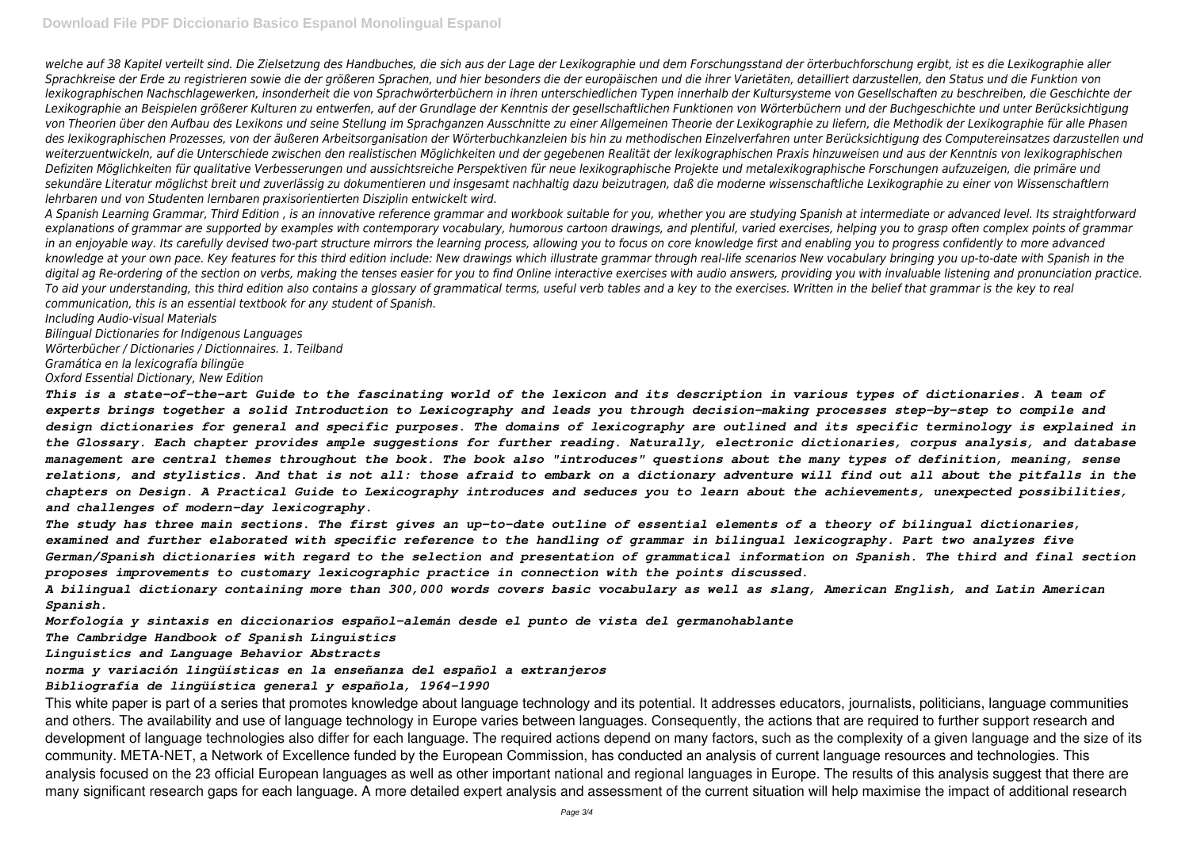*welche auf 38 Kapitel verteilt sind. Die Zielsetzung des Handbuches, die sich aus der Lage der Lexikographie und dem Forschungsstand der örterbuchforschung ergibt, ist es die Lexikographie aller Sprachkreise der Erde zu registrieren sowie die der größeren Sprachen, und hier besonders die der europäischen und die ihrer Varietäten, detailliert darzustellen, den Status und die Funktion von lexikographischen Nachschlagewerken, insonderheit die von Sprachwörterbüchern in ihren unterschiedlichen Typen innerhalb der Kultursysteme von Gesellschaften zu beschreiben, die Geschichte der Lexikographie an Beispielen größerer Kulturen zu entwerfen, auf der Grundlage der Kenntnis der gesellschaftlichen Funktionen von Wörterbüchern und der Buchgeschichte und unter Berücksichtigung von Theorien über den Aufbau des Lexikons und seine Stellung im Sprachganzen Ausschnitte zu einer Allgemeinen Theorie der Lexikographie zu liefern, die Methodik der Lexikographie für alle Phasen des lexikographischen Prozesses, von der äußeren Arbeitsorganisation der Wörterbuchkanzleien bis hin zu methodischen Einzelverfahren unter Berücksichtigung des Computereinsatzes darzustellen und weiterzuentwickeln, auf die Unterschiede zwischen den realistischen Möglichkeiten und der gegebenen Realität der lexikographischen Praxis hinzuweisen und aus der Kenntnis von lexikographischen Defiziten Möglichkeiten für qualitative Verbesserungen und aussichtsreiche Perspektiven für neue lexikographische Projekte und metalexikographische Forschungen aufzuzeigen, die primäre und sekundäre Literatur möglichst breit und zuverlässig zu dokumentieren und insgesamt nachhaltig dazu beizutragen, daß die moderne wissenschaftliche Lexikographie zu einer von Wissenschaftlern lehrbaren und von Studenten lernbaren praxisorientierten Disziplin entwickelt wird.*

*A Spanish Learning Grammar, Third Edition , is an innovative reference grammar and workbook suitable for you, whether you are studying Spanish at intermediate or advanced level. Its straightforward explanations of grammar are supported by examples with contemporary vocabulary, humorous cartoon drawings, and plentiful, varied exercises, helping you to grasp often complex points of grammar in an enjoyable way. Its carefully devised two-part structure mirrors the learning process, allowing you to focus on core knowledge first and enabling you to progress confidently to more advanced knowledge at your own pace. Key features for this third edition include: New drawings which illustrate grammar through real-life scenarios New vocabulary bringing you up-to-date with Spanish in the digital ag Re-ordering of the section on verbs, making the tenses easier for you to find Online interactive exercises with audio answers, providing you with invaluable listening and pronunciation practice. To aid your understanding, this third edition also contains a glossary of grammatical terms, useful verb tables and a key to the exercises. Written in the belief that grammar is the key to real communication, this is an essential textbook for any student of Spanish.*

*Including Audio-visual Materials*

*Bilingual Dictionaries for Indigenous Languages*

*Wörterbücher / Dictionaries / Dictionnaires. 1. Teilband*

*Gramática en la lexicografía bilingüe*

*Oxford Essential Dictionary, New Edition*

***This is a state-of-the-art Guide to the fascinating world of the lexicon and its description in various types of dictionaries. A team of experts brings together a solid Introduction to Lexicography and leads you through decision-making processes step-by-step to compile and design dictionaries for general and specific purposes. The domains of lexicography are outlined and its specific terminology is explained in the Glossary. Each chapter provides ample suggestions for further reading. Naturally, electronic dictionaries, corpus analysis, and database management are central themes throughout the book. The book also "introduces" questions about the many types of definition, meaning, sense relations, and stylistics. And that is not all: those afraid to embark on a dictionary adventure will find out all about the pitfalls in the chapters on Design. A Practical Guide to Lexicography introduces and seduces you to learn about the achievements, unexpected possibilities, and challenges of modern-day lexicography.***

***The study has three main sections. The first gives an up-to-date outline of essential elements of a theory of bilingual dictionaries, examined and further elaborated with specific reference to the handling of grammar in bilingual lexicography. Part two analyzes five German/Spanish dictionaries with regard to the selection and presentation of grammatical information on Spanish. The third and final section proposes improvements to customary lexicographic practice in connection with the points discussed.***

***A bilingual dictionary containing more than 300,000 words covers basic vocabulary as well as slang, American English, and Latin American Spanish.***

***Morfología y sintaxis en diccionarios español-alemán desde el punto de vista del germanohablante***

***The Cambridge Handbook of Spanish Linguistics***

***Linguistics and Language Behavior Abstracts***

***norma y variación lingüísticas en la enseñanza del español a extranjeros***

***Bibliografía de lingüística general y española, 1964-1990***

This white paper is part of a series that promotes knowledge about language technology and its potential. It addresses educators, journalists, politicians, language communities and others. The availability and use of language technology in Europe varies between languages. Consequently, the actions that are required to further support research and development of language technologies also differ for each language. The required actions depend on many factors, such as the complexity of a given language and the size of its community. META-NET, a Network of Excellence funded by the European Commission, has conducted an analysis of current language resources and technologies. This analysis focused on the 23 official European languages as well as other important national and regional languages in Europe. The results of this analysis suggest that there are many significant research gaps for each language. A more detailed expert analysis and assessment of the current situation will help maximise the impact of additional research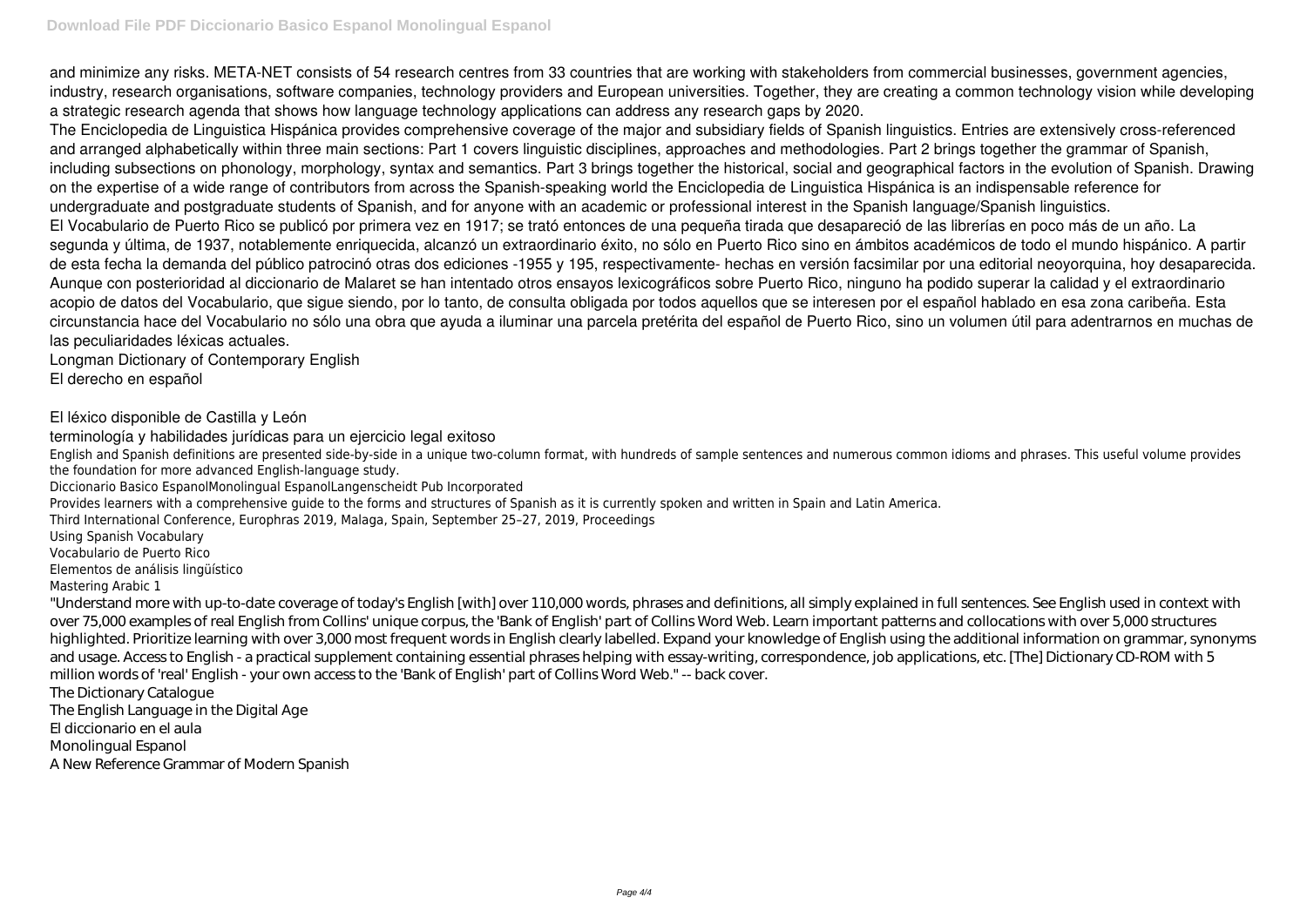and minimize any risks. META-NET consists of 54 research centres from 33 countries that are working with stakeholders from commercial businesses, government agencies, industry, research organisations, software companies, technology providers and European universities. Together, they are creating a common technology vision while developing a strategic research agenda that shows how language technology applications can address any research gaps by 2020.

The Enciclopedia de Linguistica Hispánica provides comprehensive coverage of the major and subsidiary fields of Spanish linguistics. Entries are extensively cross-referenced and arranged alphabetically within three main sections: Part 1 covers linguistic disciplines, approaches and methodologies. Part 2 brings together the grammar of Spanish, including subsections on phonology, morphology, syntax and semantics. Part 3 brings together the historical, social and geographical factors in the evolution of Spanish. Drawing on the expertise of a wide range of contributors from across the Spanish-speaking world the Enciclopedia de Linguistica Hispánica is an indispensable reference for undergraduate and postgraduate students of Spanish, and for anyone with an academic or professional interest in the Spanish language/Spanish linguistics.

El Vocabulario de Puerto Rico se publicó por primera vez en 1917; se trató entonces de una pequeña tirada que desapareció de las librerías en poco más de un año. La segunda y última, de 1937, notablemente enriquecida, alcanzó un extraordinario éxito, no sólo en Puerto Rico sino en ámbitos académicos de todo el mundo hispánico. A partir de esta fecha la demanda del público patrocinó otras dos ediciones -1955 y 195, respectivamente- hechas en versión facsimilar por una editorial neoyorquina, hoy desaparecida. Aunque con posterioridad al diccionario de Malaret se han intentado otros ensayos lexicográficos sobre Puerto Rico, ninguno ha podido superar la calidad y el extraordinario acopio de datos del Vocabulario, que sigue siendo, por lo tanto, de consulta obligada por todos aquellos que se interesen por el español hablado en esa zona caribeña. Esta circunstancia hace del Vocabulario no sólo una obra que ayuda a iluminar una parcela pretérita del español de Puerto Rico, sino un volumen útil para adentrarnos en muchas de las peculiaridades léxicas actuales.

Longman Dictionary of Contemporary English

El derecho en español

El léxico disponible de Castilla y León

terminología y habilidades jurídicas para un ejercicio legal exitoso

English and Spanish definitions are presented side-by-side in a unique two-column format, with hundreds of sample sentences and numerous common idioms and phrases. This useful volume provides the foundation for more advanced English-language study.

Diccionario Basico EspanolMonolingual EspanolLangenscheidt Pub Incorporated

Provides learners with a comprehensive guide to the forms and structures of Spanish as it is currently spoken and written in Spain and Latin America.

Third International Conference, Europhras 2019, Malaga, Spain, September 25–27, 2019, Proceedings

Using Spanish Vocabulary

Vocabulario de Puerto Rico

Elementos de análisis lingüístico

Mastering Arabic 1

"Understand more with up-to-date coverage of today's English [with] over 110,000 words, phrases and definitions, all simply explained in full sentences. See English used in context with over 75,000 examples of real English from Collins' unique corpus, the 'Bank of English' part of Collins Word Web. Learn important patterns and collocations with over 5,000 structures highlighted. Prioritize learning with over 3,000 most frequent words in English clearly labelled. Expand your knowledge of English using the additional information on grammar, synonyms and usage. Access to English - a practical supplement containing essential phrases helping with essay-writing, correspondence, job applications, etc. [The] Dictionary CD-ROM with 5 million words of 'real' English - your own access to the 'Bank of English' part of Collins Word Web." -- back cover.

The Dictionary Catalogue

The English Language in the Digital Age

El diccionario en el aula

Monolingual Espanol

A New Reference Grammar of Modern Spanish